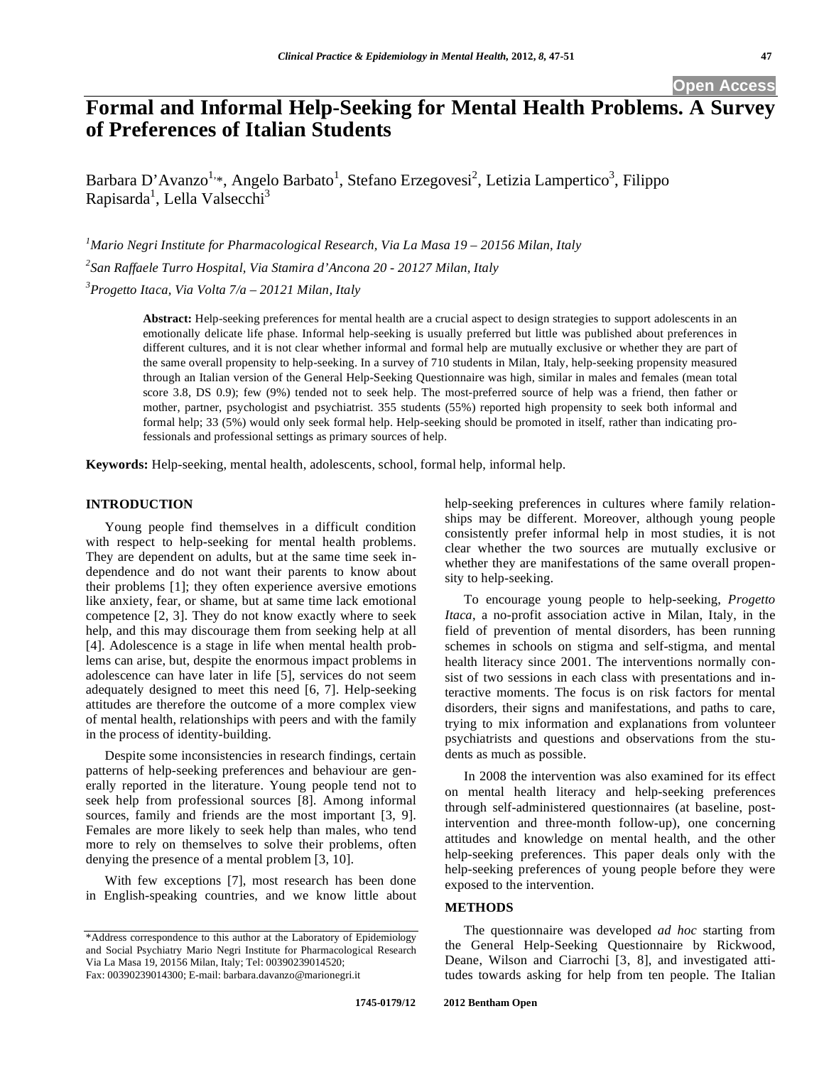# Formal and Informal Help-Seeking for Mental Health Problems. A Survey of Preferences of Italian Students

Barbara D'Avanzo[1,*], Angelo Barbato[1], Stefano Erzegovesi[2], Letizia Lampertico[3], Filippo Rapisarda[1], Lella Valsecchi[3]

[1]*Mario Negri Institute for Pharmacological Research, Via La Masa 19 – 20156 Milan, Italy*

[2]*San Raffaele Turro Hospital, Via Stamira d'Ancona 20 - 20127 Milan, Italy*

[3]*Progetto Itaca, Via Volta 7/a – 20121 Milan, Italy*

**Abstract:** Help-seeking preferences for mental health are a crucial aspect to design strategies to support adolescents in an emotionally delicate life phase. Informal help-seeking is usually preferred but little was published about preferences in different cultures, and it is not clear whether informal and formal help are mutually exclusive or whether they are part of the same overall propensity to help-seeking. In a survey of 710 students in Milan, Italy, help-seeking propensity measured through an Italian version of the General Help-Seeking Questionnaire was high, similar in males and females (mean total score 3.8, DS 0.9); few (9%) tended not to seek help. The most-preferred source of help was a friend, then father or mother, partner, psychologist and psychiatrist. 355 students (55%) reported high propensity to seek both informal and formal help; 33 (5%) would only seek formal help. Help-seeking should be promoted in itself, rather than indicating professionals and professional settings as primary sources of help.

**Keywords:** Help-seeking, mental health, adolescents, school, formal help, informal help.

## INTRODUCTION

Young people find themselves in a difficult condition with respect to help-seeking for mental health problems. They are dependent on adults, but at the same time seek independence and do not want their parents to know about their problems [1]; they often experience aversive emotions like anxiety, fear, or shame, but at same time lack emotional competence [2, 3]. They do not know exactly where to seek help, and this may discourage them from seeking help at all [4]. Adolescence is a stage in life when mental health problems can arise, but, despite the enormous impact problems in adolescence can have later in life [5], services do not seem adequately designed to meet this need [6, 7]. Help-seeking attitudes are therefore the outcome of a more complex view of mental health, relationships with peers and with the family in the process of identity-building.

Despite some inconsistencies in research findings, certain patterns of help-seeking preferences and behaviour are generally reported in the literature. Young people tend not to seek help from professional sources [8]. Among informal sources, family and friends are the most important [3, 9]. Females are more likely to seek help than males, who tend more to rely on themselves to solve their problems, often denying the presence of a mental problem [3, 10].

With few exceptions [7], most research has been done in English-speaking countries, and we know little about help-seeking preferences in cultures where family relationships may be different. Moreover, although young people consistently prefer informal help in most studies, it is not clear whether the two sources are mutually exclusive or whether they are manifestations of the same overall propensity to help-seeking.

To encourage young people to help-seeking, *Progetto Itaca*, a no-profit association active in Milan, Italy, in the field of prevention of mental disorders, has been running schemes in schools on stigma and self-stigma, and mental health literacy since 2001. The interventions normally consist of two sessions in each class with presentations and interactive moments. The focus is on risk factors for mental disorders, their signs and manifestations, and paths to care, trying to mix information and explanations from volunteer psychiatrists and questions and observations from the students as much as possible.

In 2008 the intervention was also examined for its effect on mental health literacy and help-seeking preferences through self-administered questionnaires (at baseline, post-intervention and three-month follow-up), one concerning attitudes and knowledge on mental health, and the other help-seeking preferences. This paper deals only with the help-seeking preferences of young people before they were exposed to the intervention.

## METHODS

The questionnaire was developed *ad hoc* starting from the General Help-Seeking Questionnaire by Rickwood, Deane, Wilson and Ciarrochi [3, 8], and investigated attitudes towards asking for help from ten people. The Italian

*Address correspondence to this author at the Laboratory of Epidemiology and Social Psychiatry Mario Negri Institute for Pharmacological Research Via La Masa 19, 20156 Milan, Italy; Tel: 00390239014520; Fax: 00390239014300; E-mail: barbara.davanzo@marionegri.it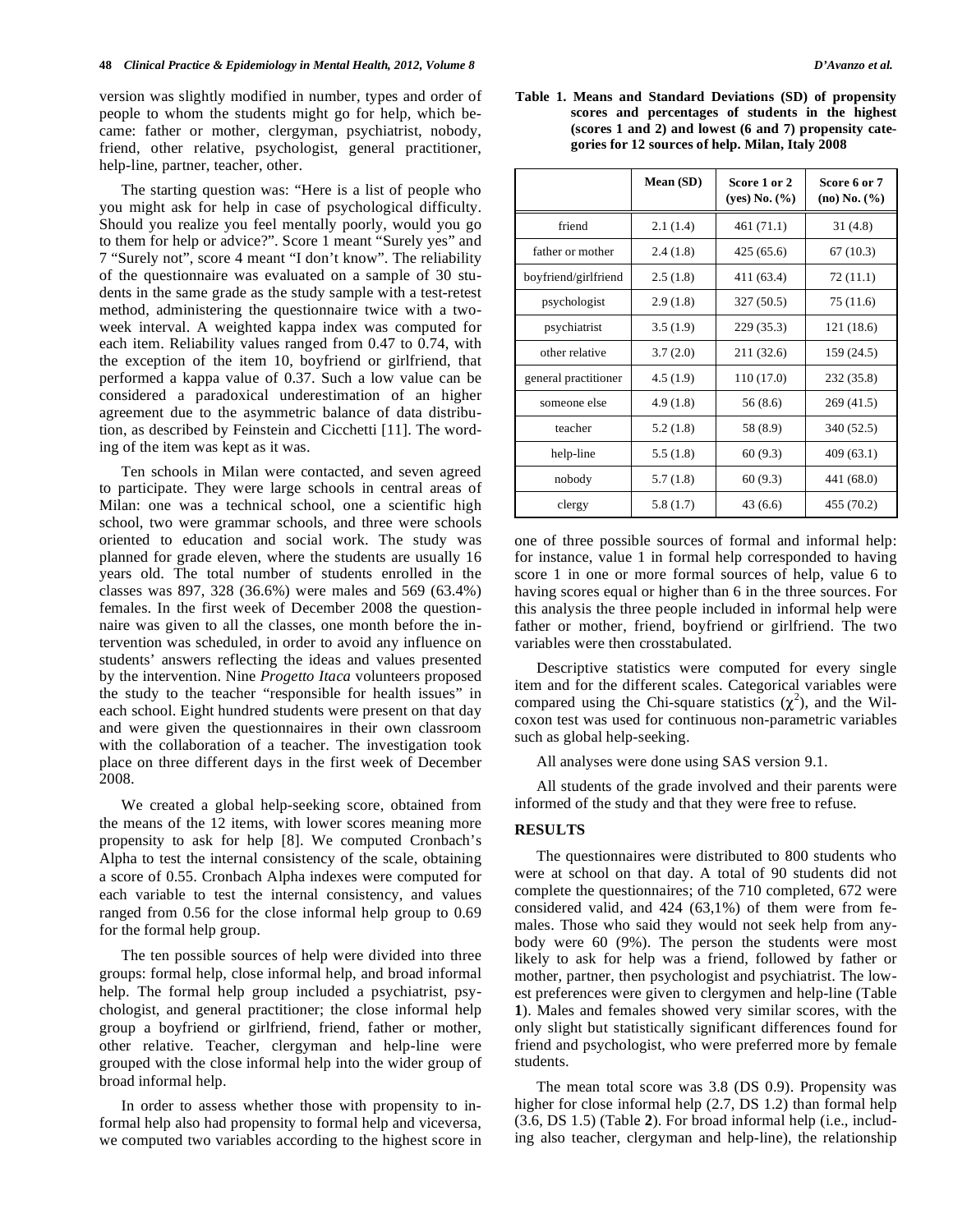version was slightly modified in number, types and order of people to whom the students might go for help, which became: father or mother, clergyman, psychiatrist, nobody, friend, other relative, psychologist, general practitioner, help-line, partner, teacher, other.

The starting question was: "Here is a list of people who you might ask for help in case of psychological difficulty. Should you realize you feel mentally poorly, would you go to them for help or advice?". Score 1 meant "Surely yes" and 7 "Surely not", score 4 meant "I don't know". The reliability of the questionnaire was evaluated on a sample of 30 students in the same grade as the study sample with a test-retest method, administering the questionnaire twice with a two-week interval. A weighted kappa index was computed for each item. Reliability values ranged from 0.47 to 0.74, with the exception of the item 10, boyfriend or girlfriend, that performed a kappa value of 0.37. Such a low value can be considered a paradoxical underestimation of an higher agreement due to the asymmetric balance of data distribution, as described by Feinstein and Cicchetti [11]. The wording of the item was kept as it was.

Ten schools in Milan were contacted, and seven agreed to participate. They were large schools in central areas of Milan: one was a technical school, one a scientific high school, two were grammar schools, and three were schools oriented to education and social work. The study was planned for grade eleven, where the students are usually 16 years old. The total number of students enrolled in the classes was 897, 328 (36.6%) were males and 569 (63.4%) females. In the first week of December 2008 the questionnaire was given to all the classes, one month before the intervention was scheduled, in order to avoid any influence on students' answers reflecting the ideas and values presented by the intervention. Nine *Progetto Itaca* volunteers proposed the study to the teacher "responsible for health issues" in each school. Eight hundred students were present on that day and were given the questionnaires in their own classroom with the collaboration of a teacher. The investigation took place on three different days in the first week of December 2008.

We created a global help-seeking score, obtained from the means of the 12 items, with lower scores meaning more propensity to ask for help [8]. We computed Cronbach's Alpha to test the internal consistency of the scale, obtaining a score of 0.55. Cronbach Alpha indexes were computed for each variable to test the internal consistency, and values ranged from 0.56 for the close informal help group to 0.69 for the formal help group.

The ten possible sources of help were divided into three groups: formal help, close informal help, and broad informal help. The formal help group included a psychiatrist, psychologist, and general practitioner; the close informal help group a boyfriend or girlfriend, friend, father or mother, other relative. Teacher, clergyman and help-line were grouped with the close informal help into the wider group of broad informal help.

In order to assess whether those with propensity to informal help also had propensity to formal help and viceversa, we computed two variables according to the highest score in one of three possible sources of formal and informal help: for instance, value 1 in formal help corresponded to having score 1 in one or more formal sources of help, value 6 to having scores equal or higher than 6 in the three sources. For this analysis the three people included in informal help were father or mother, friend, boyfriend or girlfriend. The two variables were then crosstabulated.

**Table 1. Means and Standard Deviations (SD) of propensity scores and percentages of students in the highest (scores 1 and 2) and lowest (6 and 7) propensity categories for 12 sources of help. Milan, Italy 2008**

| | Mean (SD) | Score 1 or 2 (yes) No. (%) | Score 6 or 7 (no) No. (%) |
|---|---|---|---|
| friend | 2.1 (1.4) | 461 (71.1) | 31 (4.8) |
| father or mother | 2.4 (1.8) | 425 (65.6) | 67 (10.3) |
| boyfriend/girlfriend | 2.5 (1.8) | 411 (63.4) | 72 (11.1) |
| psychologist | 2.9 (1.8) | 327 (50.5) | 75 (11.6) |
| psychiatrist | 3.5 (1.9) | 229 (35.3) | 121 (18.6) |
| other relative | 3.7 (2.0) | 211 (32.6) | 159 (24.5) |
| general practitioner | 4.5 (1.9) | 110 (17.0) | 232 (35.8) |
| someone else | 4.9 (1.8) | 56 (8.6) | 269 (41.5) |
| teacher | 5.2 (1.8) | 58 (8.9) | 340 (52.5) |
| help-line | 5.5 (1.8) | 60 (9.3) | 409 (63.1) |
| nobody | 5.7 (1.8) | 60 (9.3) | 441 (68.0) |
| clergy | 5.8 (1.7) | 43 (6.6) | 455 (70.2) |

Descriptive statistics were computed for every single item and for the different scales. Categorical variables were compared using the Chi-square statistics ($\chi^2$), and the Wilcoxon test was used for continuous non-parametric variables such as global help-seeking.

All analyses were done using SAS version 9.1.

All students of the grade involved and their parents were informed of the study and that they were free to refuse.

## RESULTS

The questionnaires were distributed to 800 students who were at school on that day. A total of 90 students did not complete the questionnaires; of the 710 completed, 672 were considered valid, and 424 (63,1%) of them were from females. Those who said they would not seek help from anybody were 60 (9%). The person the students were most likely to ask for help was a friend, followed by father or mother, partner, then psychologist and psychiatrist. The lowest preferences were given to clergymen and help-line (Table **1**). Males and females showed very similar scores, with the only slight but statistically significant differences found for friend and psychologist, who were preferred more by female students.

The mean total score was 3.8 (DS 0.9). Propensity was higher for close informal help (2.7, DS 1.2) than formal help (3.6, DS 1.5) (Table **2**). For broad informal help (i.e., including also teacher, clergyman and help-line), the relationship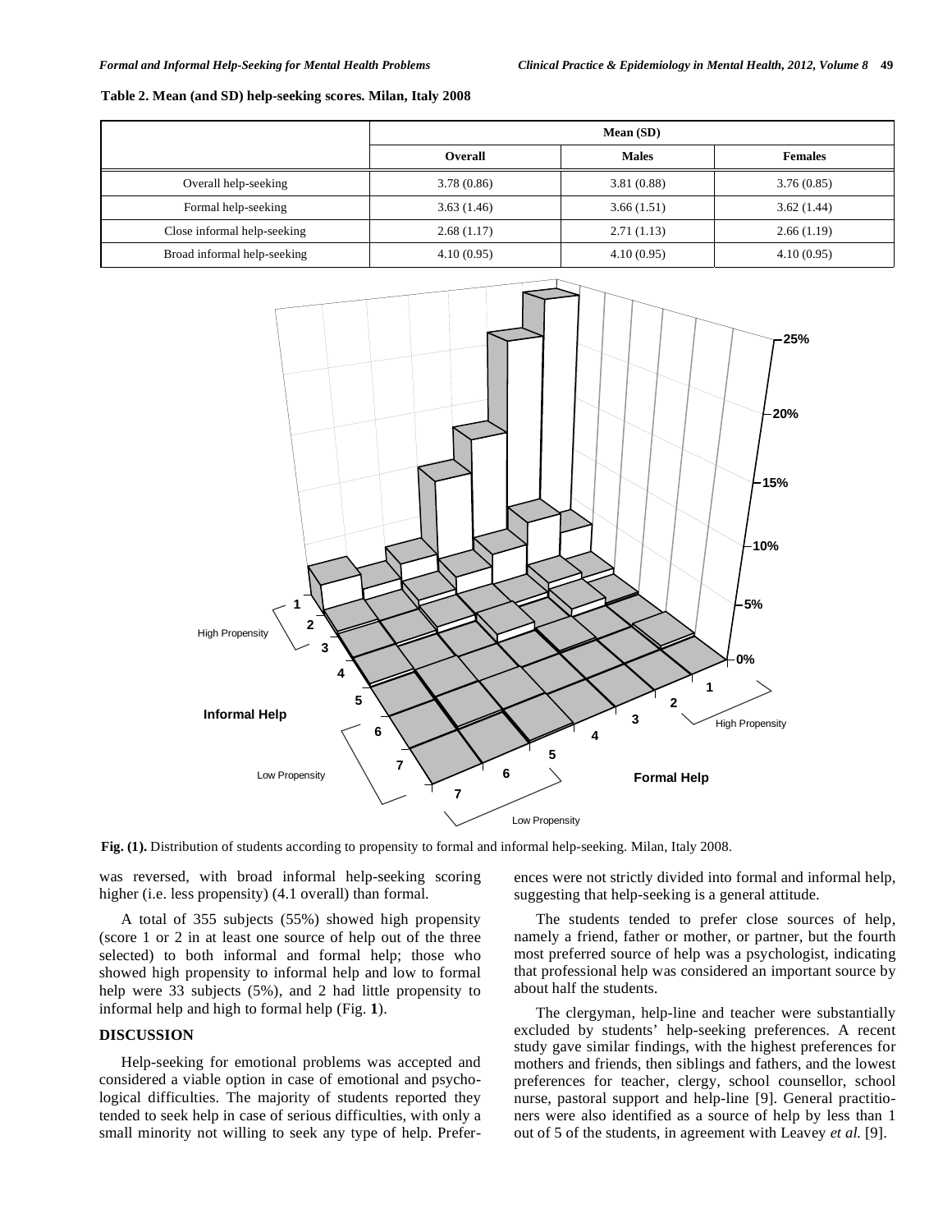**Table 2. Mean (and SD) help-seeking scores. Milan, Italy 2008**

| | Mean (SD) | | |
|---|---|---|---|
| | Overall | Males | Females |
| Overall help-seeking | 3.78 (0.86) | 3.81 (0.88) | 3.76 (0.85) |
| Formal help-seeking | 3.63 (1.46) | 3.66 (1.51) | 3.62 (1.44) |
| Close informal help-seeking | 2.68 (1.17) | 2.71 (1.13) | 2.66 (1.19) |
| Broad informal help-seeking | 4.10 (0.95) | 4.10 (0.95) | 4.10 (0.95) |

**Fig. (1).** Distribution of students according to propensity to formal and informal help-seeking. Milan, Italy 2008.

was reversed, with broad informal help-seeking scoring higher (i.e. less propensity) (4.1 overall) than formal.

A total of 355 subjects (55%) showed high propensity (score 1 or 2 in at least one source of help out of the three selected) to both informal and formal help; those who showed high propensity to informal help and low to formal help were 33 subjects (5%), and 2 had little propensity to informal help and high to formal help (Fig. **1**).

## DISCUSSION

Help-seeking for emotional problems was accepted and considered a viable option in case of emotional and psychological difficulties. The majority of students reported they tended to seek help in case of serious difficulties, with only a small minority not willing to seek any type of help. Preferences were not strictly divided into formal and informal help, suggesting that help-seeking is a general attitude.

The students tended to prefer close sources of help, namely a friend, father or mother, or partner, but the fourth most preferred source of help was a psychologist, indicating that professional help was considered an important source by about half the students.

The clergyman, help-line and teacher were substantially excluded by students' help-seeking preferences. A recent study gave similar findings, with the highest preferences for mothers and friends, then siblings and fathers, and the lowest preferences for teacher, clergy, school counsellor, school nurse, pastoral support and help-line [9]. General practitioners were also identified as a source of help by less than 1 out of 5 of the students, in agreement with Leavey *et al.* [9].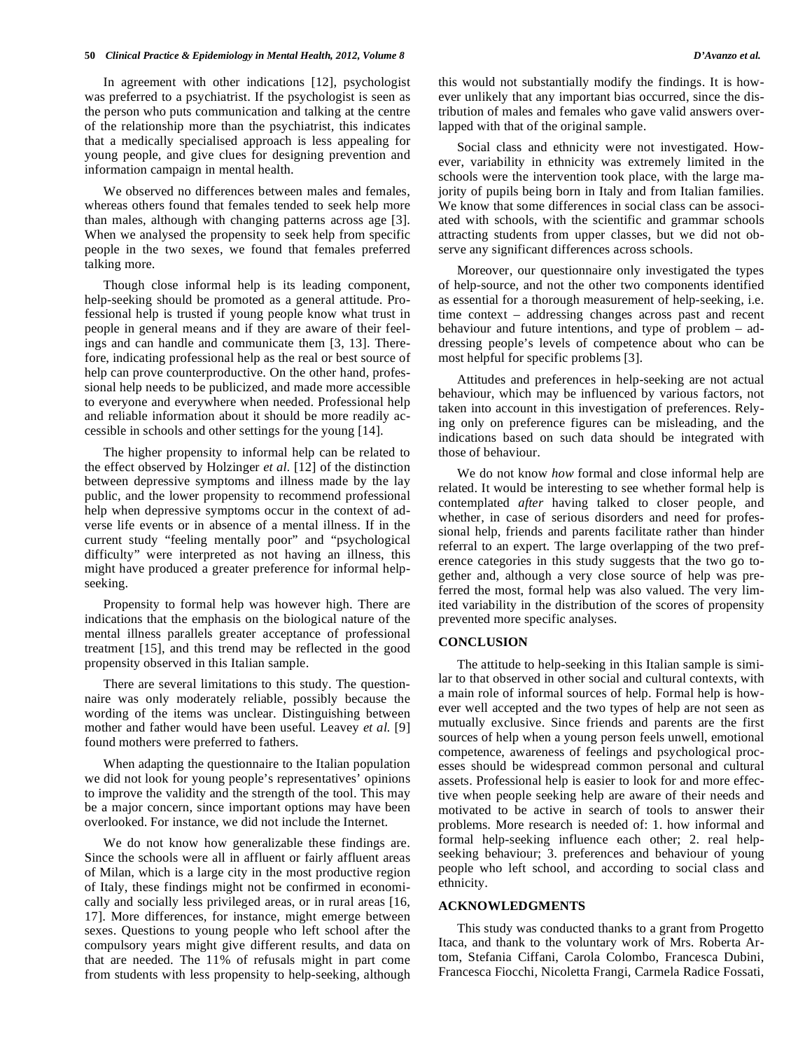In agreement with other indications [12], psychologist was preferred to a psychiatrist. If the psychologist is seen as the person who puts communication and talking at the centre of the relationship more than the psychiatrist, this indicates that a medically specialised approach is less appealing for young people, and give clues for designing prevention and information campaign in mental health.

We observed no differences between males and females, whereas others found that females tended to seek help more than males, although with changing patterns across age [3]. When we analysed the propensity to seek help from specific people in the two sexes, we found that females preferred talking more.

Though close informal help is its leading component, help-seeking should be promoted as a general attitude. Professional help is trusted if young people know what trust in people in general means and if they are aware of their feelings and can handle and communicate them [3, 13]. Therefore, indicating professional help as the real or best source of help can prove counterproductive. On the other hand, professional help needs to be publicized, and made more accessible to everyone and everywhere when needed. Professional help and reliable information about it should be more readily accessible in schools and other settings for the young [14].

The higher propensity to informal help can be related to the effect observed by Holzinger *et al.* [12] of the distinction between depressive symptoms and illness made by the lay public, and the lower propensity to recommend professional help when depressive symptoms occur in the context of adverse life events or in absence of a mental illness. If in the current study "feeling mentally poor" and "psychological difficulty" were interpreted as not having an illness, this might have produced a greater preference for informal help-seeking.

Propensity to formal help was however high. There are indications that the emphasis on the biological nature of the mental illness parallels greater acceptance of professional treatment [15], and this trend may be reflected in the good propensity observed in this Italian sample.

There are several limitations to this study. The questionnaire was only moderately reliable, possibly because the wording of the items was unclear. Distinguishing between mother and father would have been useful. Leavey *et al.* [9] found mothers were preferred to fathers.

When adapting the questionnaire to the Italian population we did not look for young people's representatives' opinions to improve the validity and the strength of the tool. This may be a major concern, since important options may have been overlooked. For instance, we did not include the Internet.

We do not know how generalizable these findings are. Since the schools were all in affluent or fairly affluent areas of Milan, which is a large city in the most productive region of Italy, these findings might not be confirmed in economically and socially less privileged areas, or in rural areas [16, 17]. More differences, for instance, might emerge between sexes. Questions to young people who left school after the compulsory years might give different results, and data on that are needed. The 11% of refusals might in part come from students with less propensity to help-seeking, although this would not substantially modify the findings. It is however unlikely that any important bias occurred, since the distribution of males and females who gave valid answers overlapped with that of the original sample.

Social class and ethnicity were not investigated. However, variability in ethnicity was extremely limited in the schools were the intervention took place, with the large majority of pupils being born in Italy and from Italian families. We know that some differences in social class can be associated with schools, with the scientific and grammar schools attracting students from upper classes, but we did not observe any significant differences across schools.

Moreover, our questionnaire only investigated the types of help-source, and not the other two components identified as essential for a thorough measurement of help-seeking, i.e. time context – addressing changes across past and recent behaviour and future intentions, and type of problem – addressing people's levels of competence about who can be most helpful for specific problems [3].

Attitudes and preferences in help-seeking are not actual behaviour, which may be influenced by various factors, not taken into account in this investigation of preferences. Relying only on preference figures can be misleading, and the indications based on such data should be integrated with those of behaviour.

We do not know *how* formal and close informal help are related. It would be interesting to see whether formal help is contemplated *after* having talked to closer people, and whether, in case of serious disorders and need for professional help, friends and parents facilitate rather than hinder referral to an expert. The large overlapping of the two preference categories in this study suggests that the two go together and, although a very close source of help was preferred the most, formal help was also valued. The very limited variability in the distribution of the scores of propensity prevented more specific analyses.

## CONCLUSION

The attitude to help-seeking in this Italian sample is similar to that observed in other social and cultural contexts, with a main role of informal sources of help. Formal help is however well accepted and the two types of help are not seen as mutually exclusive. Since friends and parents are the first sources of help when a young person feels unwell, emotional competence, awareness of feelings and psychological processes should be widespread common personal and cultural assets. Professional help is easier to look for and more effective when people seeking help are aware of their needs and motivated to be active in search of tools to answer their problems. More research is needed of: 1. how informal and formal help-seeking influence each other; 2. real help-seeking behaviour; 3. preferences and behaviour of young people who left school, and according to social class and ethnicity.

## ACKNOWLEDGMENTS

This study was conducted thanks to a grant from Progetto Itaca, and thank to the voluntary work of Mrs. Roberta Artom, Stefania Ciffani, Carola Colombo, Francesca Dubini, Francesca Fiocchi, Nicoletta Frangi, Carmela Radice Fossati,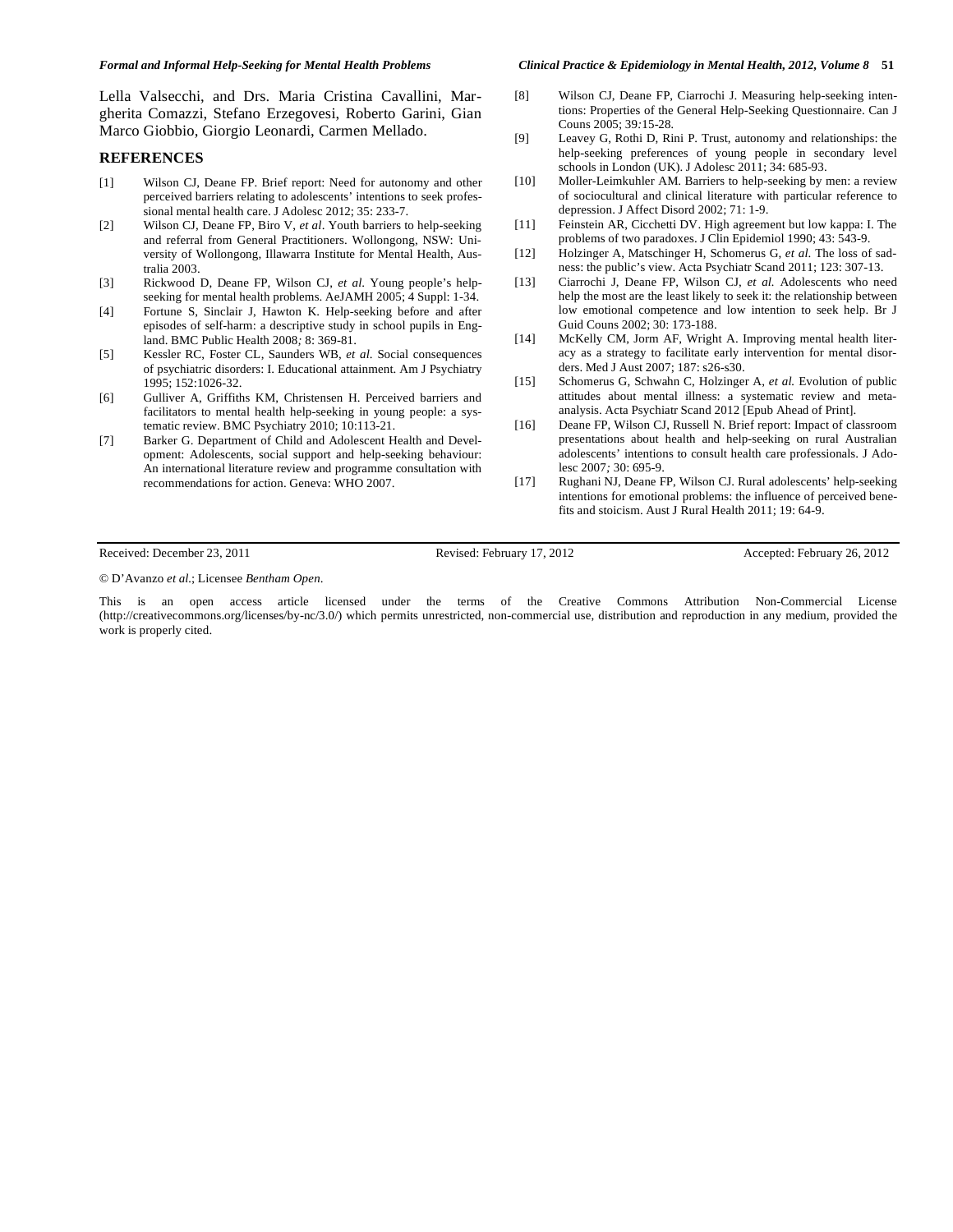Lella Valsecchi, and Drs. Maria Cristina Cavallini, Margherita Comazzi, Stefano Erzegovesi, Roberto Garini, Gian Marco Giobbio, Giorgio Leonardi, Carmen Mellado.

## REFERENCES

[1] Wilson CJ, Deane FP. Brief report: Need for autonomy and other perceived barriers relating to adolescents' intentions to seek professional mental health care. J Adolesc 2012; 35: 233-7.

[2] Wilson CJ, Deane FP, Biro V, *et al*. Youth barriers to help-seeking and referral from General Practitioners. Wollongong, NSW: University of Wollongong, Illawarra Institute for Mental Health, Australia 2003.

[3] Rickwood D, Deane FP, Wilson CJ, *et al.* Young people's help-seeking for mental health problems. AeJAMH 2005; 4 Suppl: 1-34.

[4] Fortune S, Sinclair J, Hawton K. Help-seeking before and after episodes of self-harm: a descriptive study in school pupils in England. BMC Public Health 2008; 8: 369-81.

[5] Kessler RC, Foster CL, Saunders WB, *et al.* Social consequences of psychiatric disorders: I. Educational attainment. Am J Psychiatry 1995; 152:1026-32.

[6] Gulliver A, Griffiths KM, Christensen H. Perceived barriers and facilitators to mental health help-seeking in young people: a systematic review. BMC Psychiatry 2010; 10:113-21.

[7] Barker G. Department of Child and Adolescent Health and Development: Adolescents, social support and help-seeking behaviour: An international literature review and programme consultation with recommendations for action. Geneva: WHO 2007.

[8] Wilson CJ, Deane FP, Ciarrochi J. Measuring help-seeking intentions: Properties of the General Help-Seeking Questionnaire. Can J Couns 2005; 39:15-28.

[9] Leavey G, Rothi D, Rini P. Trust, autonomy and relationships: the help-seeking preferences of young people in secondary level schools in London (UK). J Adolesc 2011; 34: 685-93.

[10] Moller-Leimkuhler AM. Barriers to help-seeking by men: a review of sociocultural and clinical literature with particular reference to depression. J Affect Disord 2002; 71: 1-9.

[11] Feinstein AR, Cicchetti DV. High agreement but low kappa: I. The problems of two paradoxes. J Clin Epidemiol 1990; 43: 543-9.

[12] Holzinger A, Matschinger H, Schomerus G, *et al.* The loss of sadness: the public's view. Acta Psychiatr Scand 2011; 123: 307-13.

[13] Ciarrochi J, Deane FP, Wilson CJ, *et al.* Adolescents who need help the most are the least likely to seek it: the relationship between low emotional competence and low intention to seek help. Br J Guid Couns 2002; 30: 173-188.

[14] McKelly CM, Jorm AF, Wright A. Improving mental health literacy as a strategy to facilitate early intervention for mental disorders. Med J Aust 2007; 187: s26-s30.

[15] Schomerus G, Schwahn C, Holzinger A, *et al.* Evolution of public attitudes about mental illness: a systematic review and meta-analysis. Acta Psychiatr Scand 2012 [Epub Ahead of Print].

[16] Deane FP, Wilson CJ, Russell N. Brief report: Impact of classroom presentations about health and help-seeking on rural Australian adolescents' intentions to consult health care professionals. J Adolesc 2007; 30: 695-9.

[17] Rughani NJ, Deane FP, Wilson CJ. Rural adolescents' help-seeking intentions for emotional problems: the influence of perceived benefits and stoicism. Aust J Rural Health 2011; 19: 64-9.

Received: December 23, 2011 Revised: February 17, 2012 Accepted: February 26, 2012

© D'Avanzo *et al.*; Licensee *Bentham Open*.

This is an open access article licensed under the terms of the Creative Commons Attribution Non-Commercial License (http://creativecommons.org/licenses/by-nc/3.0/) which permits unrestricted, non-commercial use, distribution and reproduction in any medium, provided the work is properly cited.